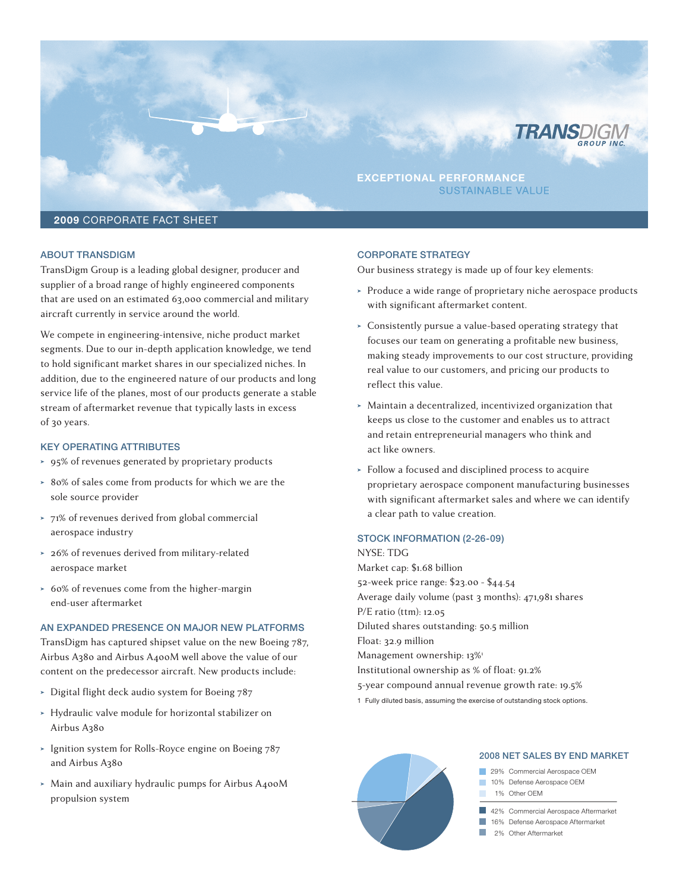TRANSDIGM GROUP INC.

**EXCEPTIONAL PERFORMANCE**
SUSTAINABLE VALUE

# **2009** CORPORATE FACT SHEET

## ABOUT TRANSDIGM

TransDigm Group is a leading global designer, producer and supplier of a broad range of highly engineered components that are used on an estimated 63,000 commercial and military aircraft currently in service around the world.

We compete in engineering-intensive, niche product market segments. Due to our in-depth application knowledge, we tend to hold significant market shares in our specialized niches. In addition, due to the engineered nature of our products and long service life of the planes, most of our products generate a stable stream of aftermarket revenue that typically lasts in excess of 30 years.

## KEY OPERATING ATTRIBUTES

- 95% of revenues generated by proprietary products
- 80% of sales come from products for which we are the sole source provider
- 71% of revenues derived from global commercial aerospace industry
- 26% of revenues derived from military-related aerospace market
- 60% of revenues come from the higher-margin end-user aftermarket

## AN EXPANDED PRESENCE ON MAJOR NEW PLATFORMS

TransDigm has captured shipset value on the new Boeing 787, Airbus A380 and Airbus A400M well above the value of our content on the predecessor aircraft. New products include:

- Digital flight deck audio system for Boeing 787
- Hydraulic valve module for horizontal stabilizer on Airbus A380
- Ignition system for Rolls-Royce engine on Boeing 787 and Airbus A380
- Main and auxiliary hydraulic pumps for Airbus A400M propulsion system

## CORPORATE STRATEGY

Our business strategy is made up of four key elements:

- Produce a wide range of proprietary niche aerospace products with significant aftermarket content.
- Consistently pursue a value-based operating strategy that focuses our team on generating a profitable new business, making steady improvements to our cost structure, providing real value to our customers, and pricing our products to reflect this value.
- Maintain a decentralized, incentivized organization that keeps us close to the customer and enables us to attract and retain entrepreneurial managers who think and act like owners.
- Follow a focused and disciplined process to acquire proprietary aerospace component manufacturing businesses with significant aftermarket sales and where we can identify a clear path to value creation.

## STOCK INFORMATION (2-26-09)

NYSE: TDG
Market cap: $1.68 billion
52-week price range: $23.00 - $44.54
Average daily volume (past 3 months): 471,981 shares
P/E ratio (ttm): 12.05
Diluted shares outstanding: 50.5 million
Float: 32.9 million
Management ownership: 13%[1]
Institutional ownership as % of float: 91.2%
5-year compound annual revenue growth rate: 19.5%

1 Fully diluted basis, assuming the exercise of outstanding stock options.

## 2008 NET SALES BY END MARKET

- 29% Commercial Aerospace OEM
- 10% Defense Aerospace OEM
- 1% Other OEM
- 42% Commercial Aerospace Aftermarket
- 16% Defense Aerospace Aftermarket
- 2% Other Aftermarket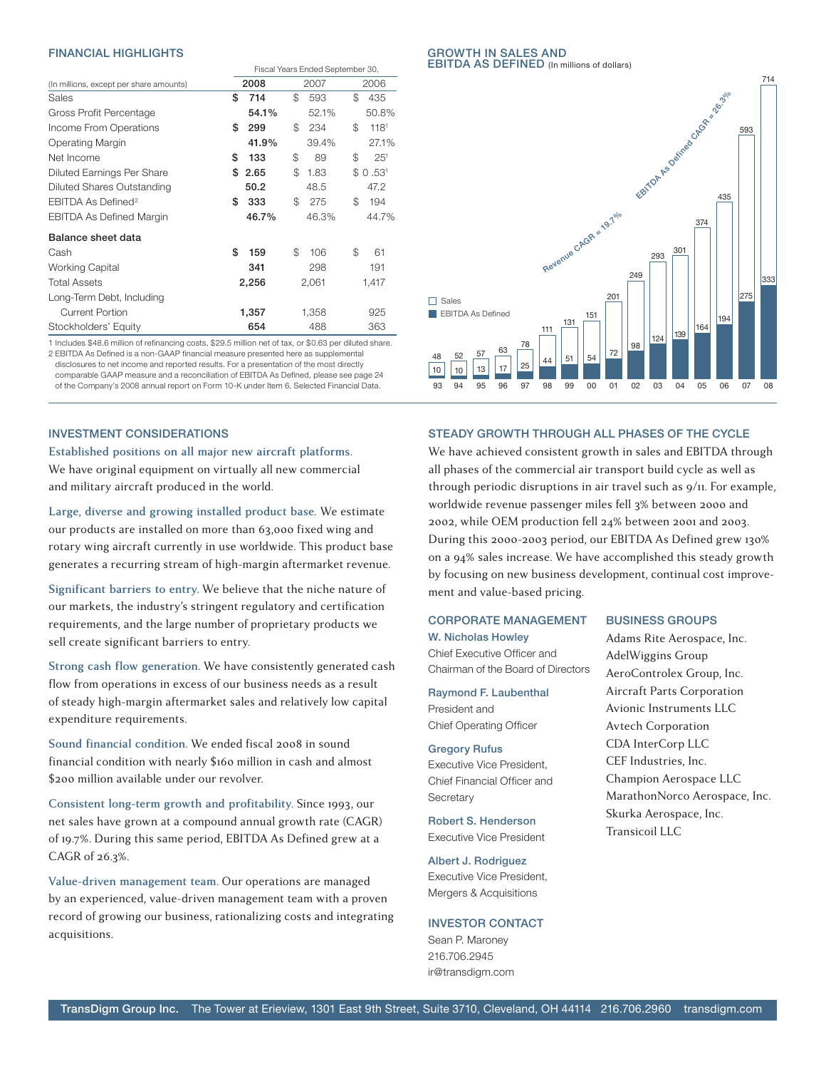## FINANCIAL HIGHLIGHTS

| (In millions, except per share amounts) | Fiscal Years Ended September 30, 2008 | 2007 | 2006 |
|---|---|---|---|
| Sales | **$ 714** | $ 593 | $ 435 |
| Gross Profit Percentage | **54.1%** | 52.1% | 50.8% |
| Income From Operations | **$ 299** | $ 234 | $ 118[1] |
| Operating Margin | **41.9%** | 39.4% | 27.1% |
| Net Income | **$ 133** | $ 89 | $ 25[1] |
| Diluted Earnings Per Share | **$ 2.65** | $ 1.83 | $ 0.53[1] |
| Diluted Shares Outstanding | **50.2** | 48.5 | 47.2 |
| EBITDA As Defined[2] | **$ 333** | $ 275 | $ 194 |
| EBITDA As Defined Margin | **46.7%** | 46.3% | 44.7% |
| **Balance sheet data** | | | |
| Cash | **$ 159** | $ 106 | $ 61 |
| Working Capital | **341** | 298 | 191 |
| Total Assets | **2,256** | 2,061 | 1,417 |
| Long-Term Debt, Including Current Portion | **1,357** | 1,358 | 925 |
| Stockholders' Equity | **654** | 488 | 363 |

1 Includes $48.6 million of refinancing costs, $29.5 million net of tax, or $0.63 per diluted share.
2 EBITDA As Defined is a non-GAAP financial measure presented here as supplemental disclosures to net income and reported results. For a presentation of the most directly comparable GAAP measure and a reconciliation of EBITDA As Defined, please see page 24 of the Company's 2008 annual report on Form 10-K under Item 6, Selected Financial Data.

## GROWTH IN SALES AND EBITDA AS DEFINED (In millions of dollars)

Sales
EBITDA As Defined

Revenue CAGR = 19.7%
EBITDA As Defined CAGR = 26.3%

93 94 95 96 97 98 99 00 01 02 03 04 05 06 07 08

Sales: 48 52 57 63 78 111 131 151 201 249 293 301 374 435 593 714

EBITDA As Defined: 10 10 13 17 25 44 51 54 72 98 124 139 164 194 275 333

## INVESTMENT CONSIDERATIONS

**Established positions on all major new aircraft platforms.** We have original equipment on virtually all new commercial and military aircraft produced in the world.

**Large, diverse and growing installed product base.** We estimate our products are installed on more than 63,000 fixed wing and rotary wing aircraft currently in use worldwide. This product base generates a recurring stream of high-margin aftermarket revenue.

**Significant barriers to entry.** We believe that the niche nature of our markets, the industry's stringent regulatory and certification requirements, and the large number of proprietary products we sell create significant barriers to entry.

**Strong cash flow generation.** We have consistently generated cash flow from operations in excess of our business needs as a result of steady high-margin aftermarket sales and relatively low capital expenditure requirements.

**Sound financial condition.** We ended fiscal 2008 in sound financial condition with nearly $160 million in cash and almost $200 million available under our revolver.

**Consistent long-term growth and profitability.** Since 1993, our net sales have grown at a compound annual growth rate (CAGR) of 19.7%. During this same period, EBITDA As Defined grew at a CAGR of 26.3%.

**Value-driven management team.** Our operations are managed by an experienced, value-driven management team with a proven record of growing our business, rationalizing costs and integrating acquisitions.

## STEADY GROWTH THROUGH ALL PHASES OF THE CYCLE

We have achieved consistent growth in sales and EBITDA through all phases of the commercial air transport build cycle as well as through periodic disruptions in air travel such as 9/11. For example, worldwide revenue passenger miles fell 3% between 2000 and 2002, while OEM production fell 24% between 2001 and 2003. During this 2000-2003 period, our EBITDA As Defined grew 130% on a 94% sales increase. We have accomplished this steady growth by focusing on new business development, continual cost improvement and value-based pricing.

## CORPORATE MANAGEMENT

**W. Nicholas Howley**
Chief Executive Officer and Chairman of the Board of Directors

**Raymond F. Laubenthal**
President and Chief Operating Officer

**Gregory Rufus**
Executive Vice President, Chief Financial Officer and Secretary

**Robert S. Henderson**
Executive Vice President

**Albert J. Rodriguez**
Executive Vice President, Mergers & Acquisitions

## INVESTOR CONTACT

Sean P. Maroney
216.706.2945
ir@transdigm.com

## BUSINESS GROUPS

Adams Rite Aerospace, Inc.
AdelWiggins Group
AeroControlex Group, Inc.
Aircraft Parts Corporation
Avionic Instruments LLC
Avtech Corporation
CDA InterCorp LLC
CEF Industries, Inc.
Champion Aerospace LLC
MarathonNorco Aerospace, Inc.
Skurka Aerospace, Inc.
Transicoil LLC

**TransDigm Group Inc.** The Tower at Erieview, 1301 East 9th Street, Suite 3710, Cleveland, OH 44114 216.706.2960 transdigm.com